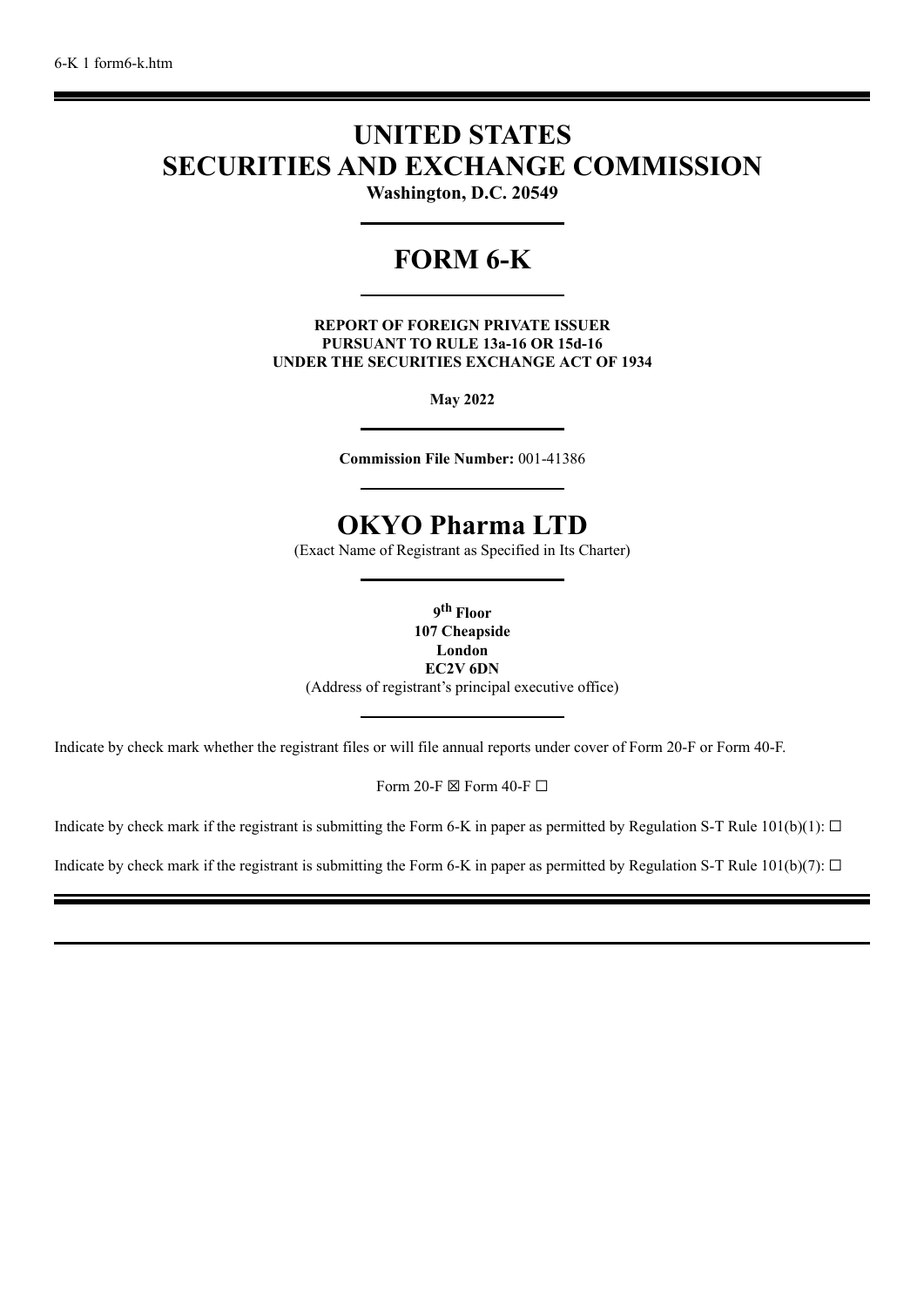6-K 1 form6-k.htm

# UNITED STATES
# SECURITIES AND EXCHANGE COMMISSION

**Washington, D.C. 20549**

---

# FORM 6-K

---

**REPORT OF FOREIGN PRIVATE ISSUER**
**PURSUANT TO RULE 13a-16 OR 15d-16**
**UNDER THE SECURITIES EXCHANGE ACT OF 1934**

**May 2022**

---

**Commission File Number:** 001-41386

---

# OKYO Pharma LTD

(Exact Name of Registrant as Specified in Its Charter)

---

**9th Floor**
**107 Cheapside**
**London**
**EC2V 6DN**
(Address of registrant's principal executive office)

---

Indicate by check mark whether the registrant files or will file annual reports under cover of Form 20-F or Form 40-F.

Form 20-F ☒ Form 40-F ☐

Indicate by check mark if the registrant is submitting the Form 6-K in paper as permitted by Regulation S-T Rule 101(b)(1): ☐

Indicate by check mark if the registrant is submitting the Form 6-K in paper as permitted by Regulation S-T Rule 101(b)(7): ☐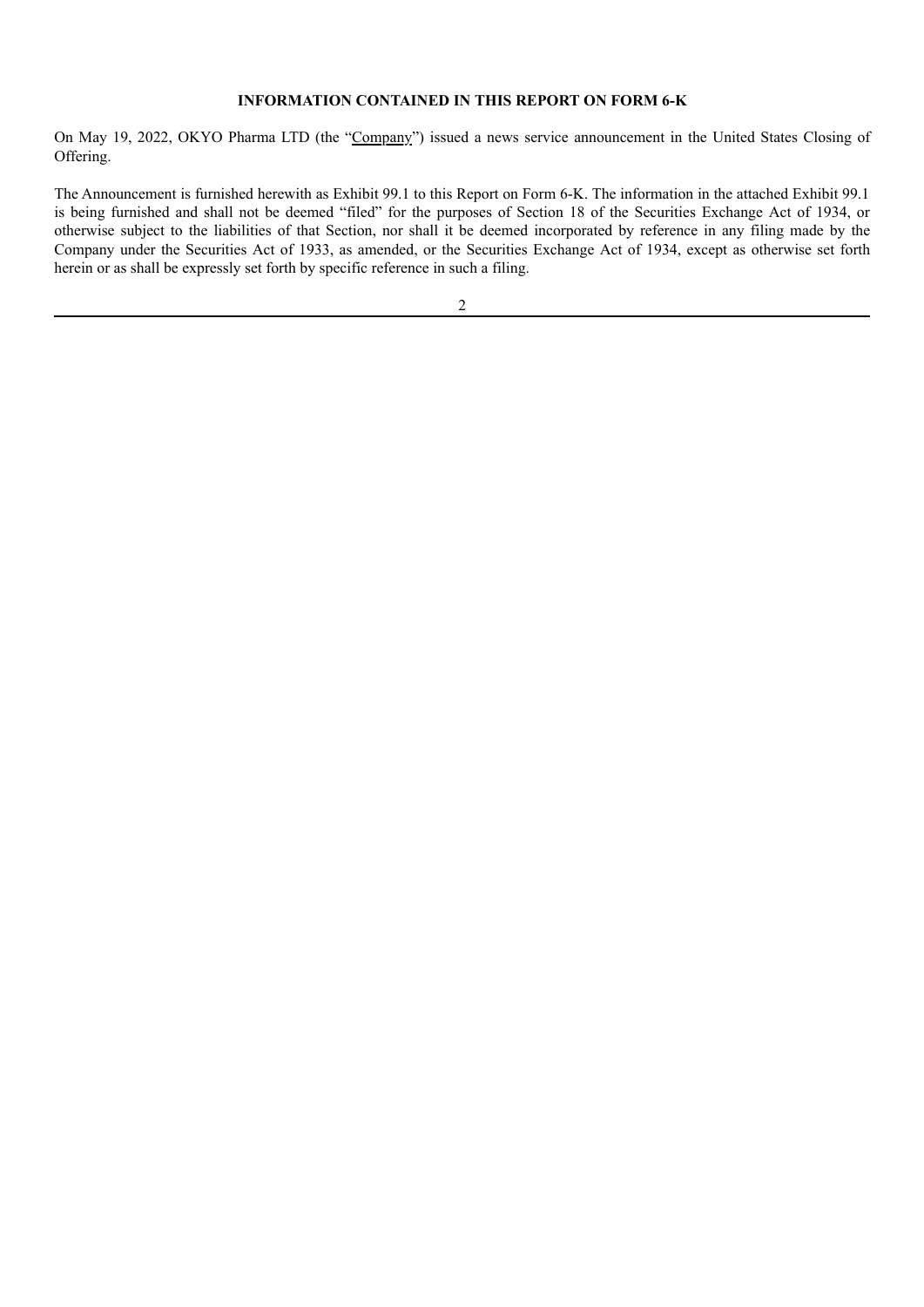**INFORMATION CONTAINED IN THIS REPORT ON FORM 6-K**

On May 19, 2022, OKYO Pharma LTD (the "Company") issued a news service announcement in the United States Closing of Offering.

The Announcement is furnished herewith as Exhibit 99.1 to this Report on Form 6-K. The information in the attached Exhibit 99.1 is being furnished and shall not be deemed "filed" for the purposes of Section 18 of the Securities Exchange Act of 1934, or otherwise subject to the liabilities of that Section, nor shall it be deemed incorporated by reference in any filing made by the Company under the Securities Act of 1933, as amended, or the Securities Exchange Act of 1934, except as otherwise set forth herein or as shall be expressly set forth by specific reference in such a filing.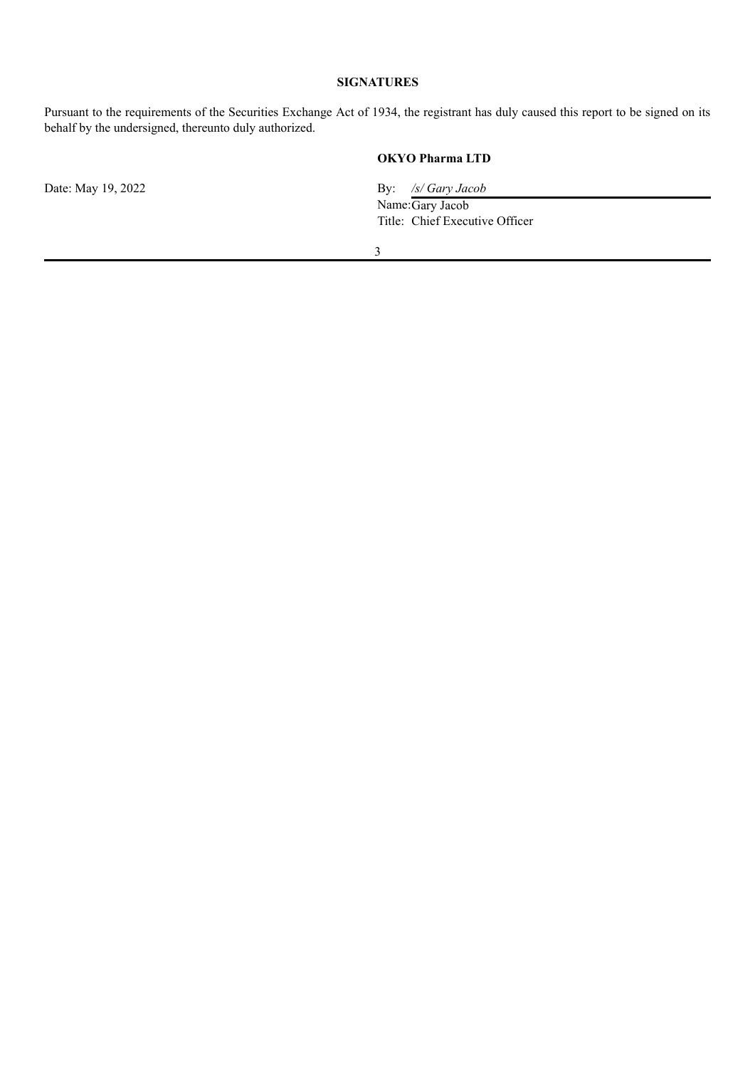**SIGNATURES**

Pursuant to the requirements of the Securities Exchange Act of 1934, the registrant has duly caused this report to be signed on its behalf by the undersigned, thereunto duly authorized.

**OKYO Pharma LTD**

Date: May 19, 2022

By: */s/ Gary Jacob*

Name: Gary Jacob

Title: Chief Executive Officer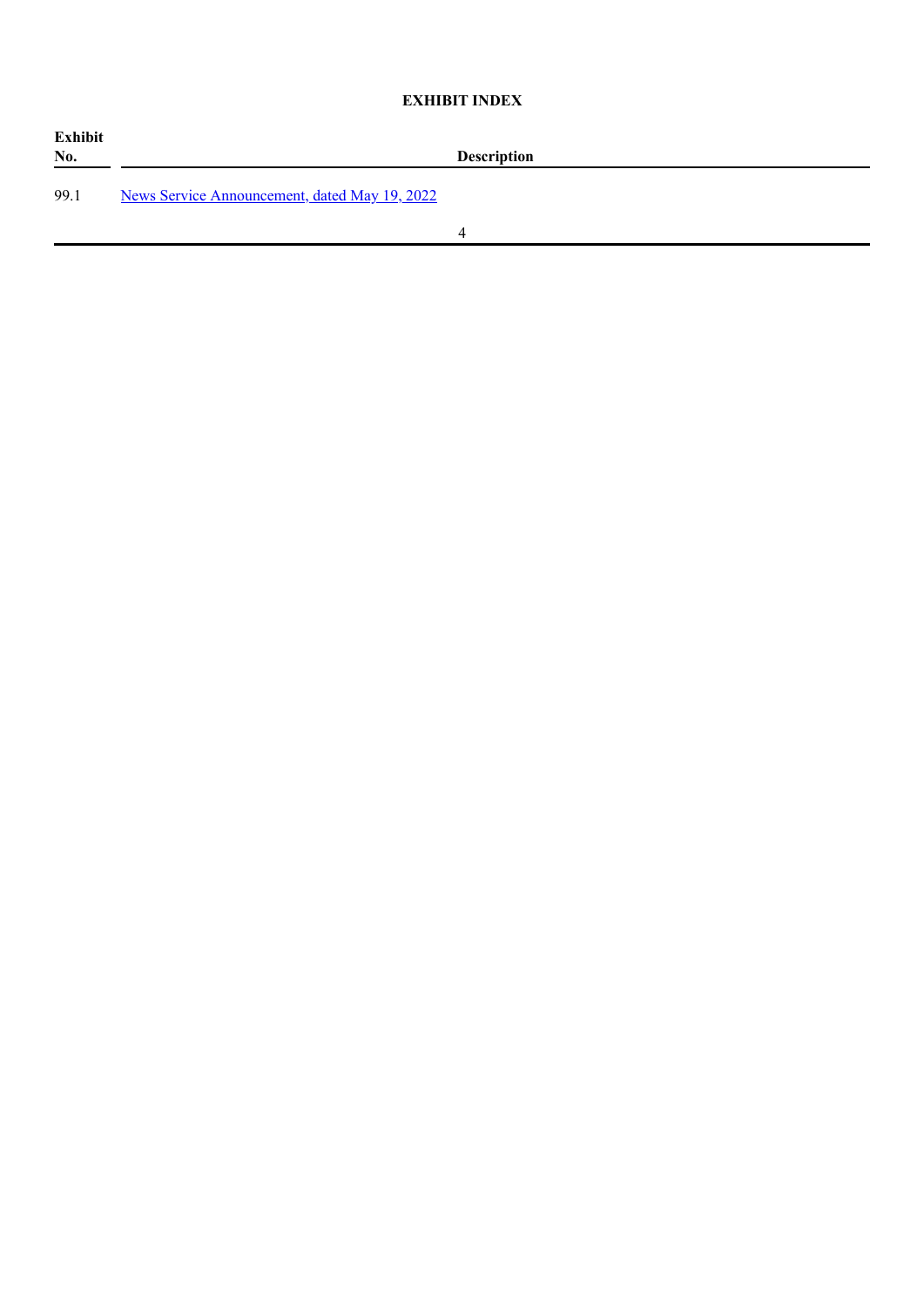## EXHIBIT INDEX

| Exhibit No. | Description |
| --- | --- |
| 99.1 | News Service Announcement, dated May 19, 2022 |